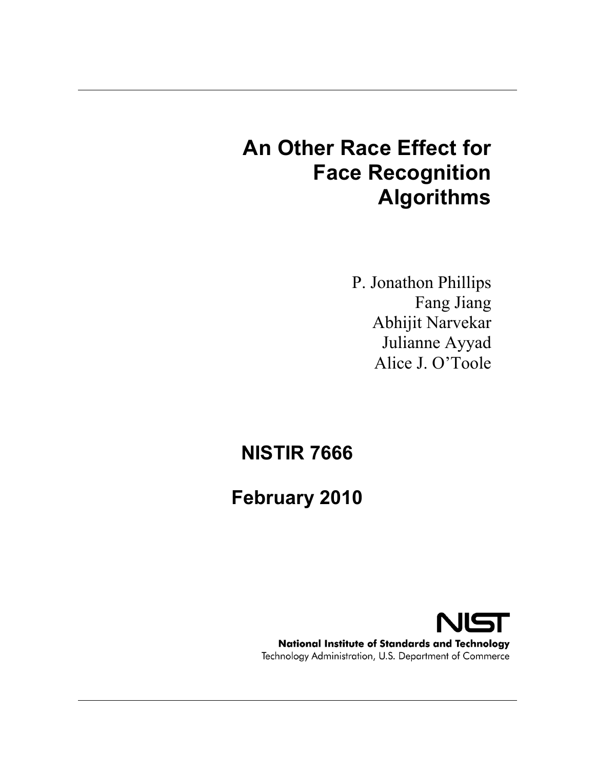# An Other Race Effect for Face Recognition Algorithms

P. Jonathon Phillips
Fang Jiang
Abhijit Narvekar
Julianne Ayyad
Alice J. O'Toole

**NISTIR 7666**

**February 2010**

**National Institute of Standards and Technology**
Technology Administration, U.S. Department of Commerce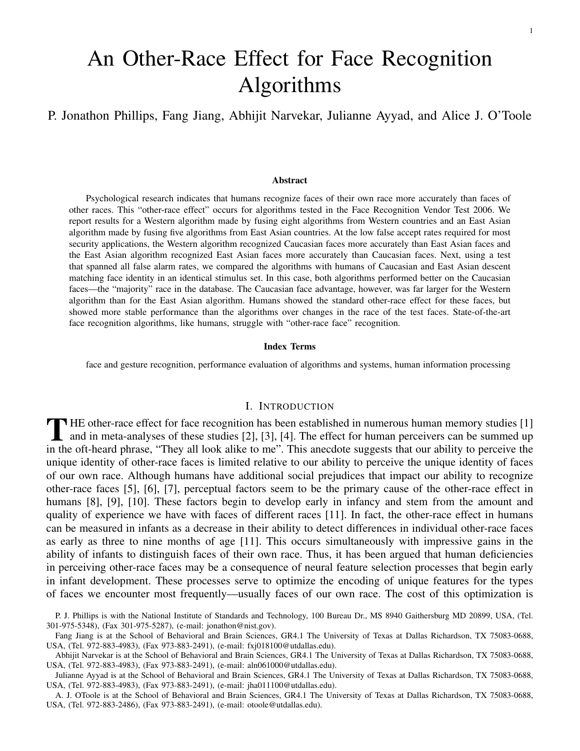# An Other-Race Effect for Face Recognition Algorithms

P. Jonathon Phillips, Fang Jiang, Abhijit Narvekar, Julianne Ayyad, and Alice J. O'Toole

### Abstract

Psychological research indicates that humans recognize faces of their own race more accurately than faces of other races. This "other-race effect" occurs for algorithms tested in the Face Recognition Vendor Test 2006. We report results for a Western algorithm made by fusing eight algorithms from Western countries and an East Asian algorithm made by fusing five algorithms from East Asian countries. At the low false accept rates required for most security applications, the Western algorithm recognized Caucasian faces more accurately than East Asian faces and the East Asian algorithm recognized East Asian faces more accurately than Caucasian faces. Next, using a test that spanned all false alarm rates, we compared the algorithms with humans of Caucasian and East Asian descent matching face identity in an identical stimulus set. In this case, both algorithms performed better on the Caucasian faces—the "majority" race in the database. The Caucasian face advantage, however, was far larger for the Western algorithm than for the East Asian algorithm. Humans showed the standard other-race effect for these faces, but showed more stable performance than the algorithms over changes in the race of the test faces. State-of-the-art face recognition algorithms, like humans, struggle with "other-race face" recognition.

### Index Terms

face and gesture recognition, performance evaluation of algorithms and systems, human information processing

## I. Introduction

The other-race effect for face recognition has been established in numerous human memory studies [1] and in meta-analyses of these studies [2], [3], [4]. The effect for human perceivers can be summed up in the oft-heard phrase, "They all look alike to me". This anecdote suggests that our ability to perceive the unique identity of other-race faces is limited relative to our ability to perceive the unique identity of faces of our own race. Although humans have additional social prejudices that impact our ability to recognize other-race faces [5], [6], [7], perceptual factors seem to be the primary cause of the other-race effect in humans [8], [9], [10]. These factors begin to develop early in infancy and stem from the amount and quality of experience we have with faces of different races [11]. In fact, the other-race effect in humans can be measured in infants as a decrease in their ability to detect differences in individual other-race faces as early as three to nine months of age [11]. This occurs simultaneously with impressive gains in the ability of infants to distinguish faces of their own race. Thus, it has been argued that human deficiencies in perceiving other-race faces may be a consequence of neural feature selection processes that begin early in infant development. These processes serve to optimize the encoding of unique features for the types of faces we encounter most frequently—usually faces of our own race. The cost of this optimization is

P. J. Phillips is with the National Institute of Standards and Technology, 100 Bureau Dr., MS 8940 Gaithersburg MD 20899, USA, (Tel. 301-975-5348), (Fax 301-975-5287), (e-mail: jonathon@nist.gov).

Fang Jiang is at the School of Behavioral and Brain Sciences, GR4.1 The University of Texas at Dallas Richardson, TX 75083-0688, USA, (Tel. 972-883-4983), (Fax 973-883-2491), (e-mail: fxj018100@utdallas.edu).

Abhijit Narvekar is at the School of Behavioral and Brain Sciences, GR4.1 The University of Texas at Dallas Richardson, TX 75083-0688, USA, (Tel. 972-883-4983), (Fax 973-883-2491), (e-mail: aln061000@utdallas.edu).

Julianne Ayyad is at the School of Behavioral and Brain Sciences, GR4.1 The University of Texas at Dallas Richardson, TX 75083-0688, USA, (Tel. 972-883-4983), (Fax 973-883-2491), (e-mail: jha011100@utdallas.edu).

A. J. OToole is at the School of Behavioral and Brain Sciences, GR4.1 The University of Texas at Dallas Richardson, TX 75083-0688, USA, (Tel. 972-883-2486), (Fax 973-883-2491), (e-mail: otoole@utdallas.edu).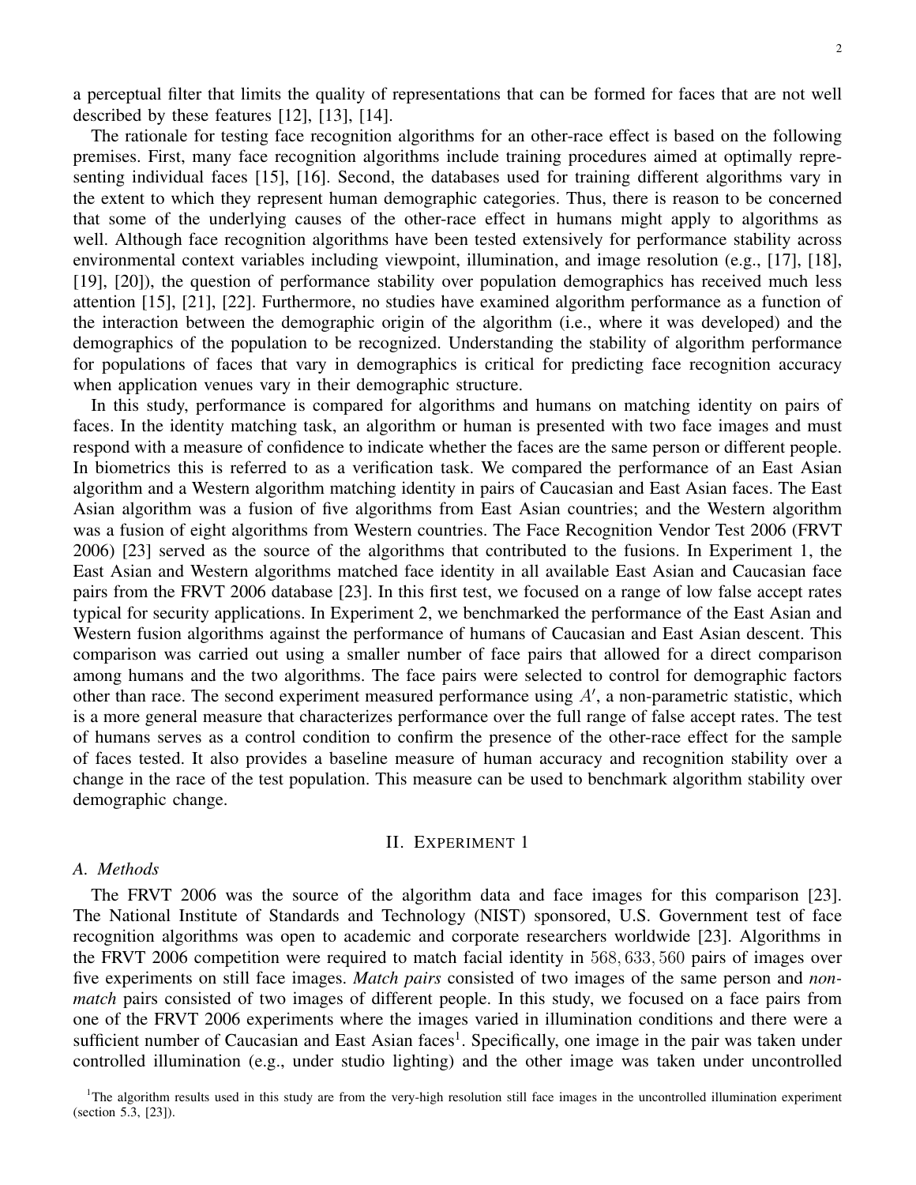a perceptual filter that limits the quality of representations that can be formed for faces that are not well described by these features [12], [13], [14].

The rationale for testing face recognition algorithms for an other-race effect is based on the following premises. First, many face recognition algorithms include training procedures aimed at optimally representing individual faces [15], [16]. Second, the databases used for training different algorithms vary in the extent to which they represent human demographic categories. Thus, there is reason to be concerned that some of the underlying causes of the other-race effect in humans might apply to algorithms as well. Although face recognition algorithms have been tested extensively for performance stability across environmental context variables including viewpoint, illumination, and image resolution (e.g., [17], [18], [19], [20]), the question of performance stability over population demographics has received much less attention [15], [21], [22]. Furthermore, no studies have examined algorithm performance as a function of the interaction between the demographic origin of the algorithm (i.e., where it was developed) and the demographics of the population to be recognized. Understanding the stability of algorithm performance for populations of faces that vary in demographics is critical for predicting face recognition accuracy when application venues vary in their demographic structure.

In this study, performance is compared for algorithms and humans on matching identity on pairs of faces. In the identity matching task, an algorithm or human is presented with two face images and must respond with a measure of confidence to indicate whether the faces are the same person or different people. In biometrics this is referred to as a verification task. We compared the performance of an East Asian algorithm and a Western algorithm matching identity in pairs of Caucasian and East Asian faces. The East Asian algorithm was a fusion of five algorithms from East Asian countries; and the Western algorithm was a fusion of eight algorithms from Western countries. The Face Recognition Vendor Test 2006 (FRVT 2006) [23] served as the source of the algorithms that contributed to the fusions. In Experiment 1, the East Asian and Western algorithms matched face identity in all available East Asian and Caucasian face pairs from the FRVT 2006 database [23]. In this first test, we focused on a range of low false accept rates typical for security applications. In Experiment 2, we benchmarked the performance of the East Asian and Western fusion algorithms against the performance of humans of Caucasian and East Asian descent. This comparison was carried out using a smaller number of face pairs that allowed for a direct comparison among humans and the two algorithms. The face pairs were selected to control for demographic factors other than race. The second experiment measured performance using $A'$, a non-parametric statistic, which is a more general measure that characterizes performance over the full range of false accept rates. The test of humans serves as a control condition to confirm the presence of the other-race effect for the sample of faces tested. It also provides a baseline measure of human accuracy and recognition stability over a change in the race of the test population. This measure can be used to benchmark algorithm stability over demographic change.

## II. Experiment 1

### A. Methods

The FRVT 2006 was the source of the algorithm data and face images for this comparison [23]. The National Institute of Standards and Technology (NIST) sponsored, U.S. Government test of face recognition algorithms was open to academic and corporate researchers worldwide [23]. Algorithms in the FRVT 2006 competition were required to match facial identity in $568,633,560$ pairs of images over five experiments on still face images. *Match pairs* consisted of two images of the same person and *non-match* pairs consisted of two images of different people. In this study, we focused on a face pairs from one of the FRVT 2006 experiments where the images varied in illumination conditions and there were a sufficient number of Caucasian and East Asian faces[1]. Specifically, one image in the pair was taken under controlled illumination (e.g., under studio lighting) and the other image was taken under uncontrolled

[1]The algorithm results used in this study are from the very-high resolution still face images in the uncontrolled illumination experiment (section 5.3, [23]).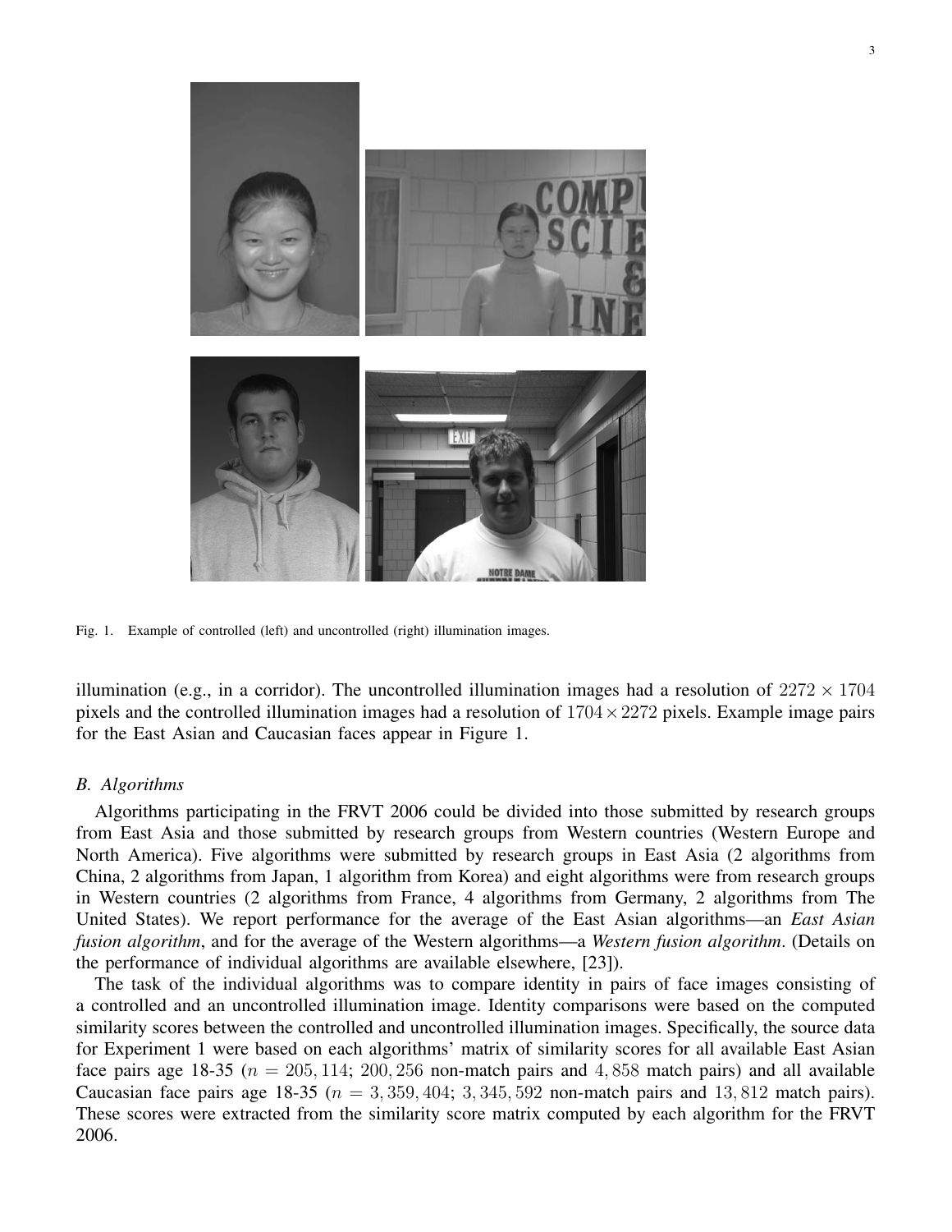Fig. 1. Example of controlled (left) and uncontrolled (right) illumination images.

illumination (e.g., in a corridor). The uncontrolled illumination images had a resolution of $2272 \times 1704$ pixels and the controlled illumination images had a resolution of $1704 \times 2272$ pixels. Example image pairs for the East Asian and Caucasian faces appear in Figure 1.

### B. Algorithms

Algorithms participating in the FRVT 2006 could be divided into those submitted by research groups from East Asia and those submitted by research groups from Western countries (Western Europe and North America). Five algorithms were submitted by research groups in East Asia (2 algorithms from China, 2 algorithms from Japan, 1 algorithm from Korea) and eight algorithms were from research groups in Western countries (2 algorithms from France, 4 algorithms from Germany, 2 algorithms from The United States). We report performance for the average of the East Asian algorithms—an *East Asian fusion algorithm*, and for the average of the Western algorithms—a *Western fusion algorithm*. (Details on the performance of individual algorithms are available elsewhere, [23]).

The task of the individual algorithms was to compare identity in pairs of face images consisting of a controlled and an uncontrolled illumination image. Identity comparisons were based on the computed similarity scores between the controlled and uncontrolled illumination images. Specifically, the source data for Experiment 1 were based on each algorithms' matrix of similarity scores for all available East Asian face pairs age 18-35 ($n = 205,114$; $200,256$ non-match pairs and $4,858$ match pairs) and all available Caucasian face pairs age 18-35 ($n = 3,359,404$; $3,345,592$ non-match pairs and $13,812$ match pairs). These scores were extracted from the similarity score matrix computed by each algorithm for the FRVT 2006.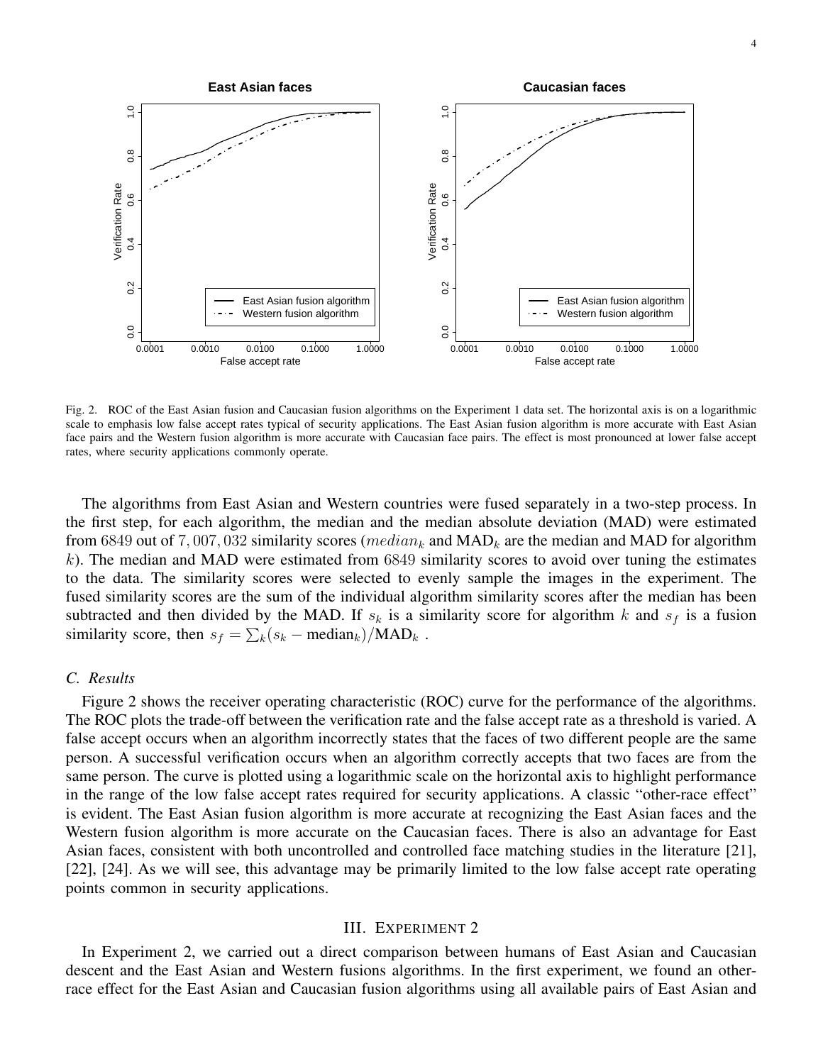Fig. 2. ROC of the East Asian fusion and Caucasian fusion algorithms on the Experiment 1 data set. The horizontal axis is on a logarithmic scale to emphasis low false accept rates typical of security applications. The East Asian fusion algorithm is more accurate with East Asian face pairs and the Western fusion algorithm is more accurate with Caucasian face pairs. The effect is most pronounced at lower false accept rates, where security applications commonly operate.

The algorithms from East Asian and Western countries were fused separately in a two-step process. In the first step, for each algorithm, the median and the median absolute deviation (MAD) were estimated from $6849$ out of $7,007,032$ similarity scores ($median_k$ and $\text{MAD}_k$ are the median and MAD for algorithm $k$). The median and MAD were estimated from $6849$ similarity scores to avoid over tuning the estimates to the data. The similarity scores were selected to evenly sample the images in the experiment. The fused similarity scores are the sum of the individual algorithm similarity scores after the median has been subtracted and then divided by the MAD. If $s_k$ is a similarity score for algorithm $k$ and $s_f$ is a fusion similarity score, then $s_f = \sum_k (s_k - \text{median}_k)/\text{MAD}_k$ .

### C. Results

Figure 2 shows the receiver operating characteristic (ROC) curve for the performance of the algorithms. The ROC plots the trade-off between the verification rate and the false accept rate as a threshold is varied. A false accept occurs when an algorithm incorrectly states that the faces of two different people are the same person. A successful verification occurs when an algorithm correctly accepts that two faces are from the same person. The curve is plotted using a logarithmic scale on the horizontal axis to highlight performance in the range of the low false accept rates required for security applications. A classic "other-race effect" is evident. The East Asian fusion algorithm is more accurate at recognizing the East Asian faces and the Western fusion algorithm is more accurate on the Caucasian faces. There is also an advantage for East Asian faces, consistent with both uncontrolled and controlled face matching studies in the literature [21], [22], [24]. As we will see, this advantage may be primarily limited to the low false accept rate operating points common in security applications.

## III. Experiment 2

In Experiment 2, we carried out a direct comparison between humans of East Asian and Caucasian descent and the East Asian and Western fusions algorithms. In the first experiment, we found an other-race effect for the East Asian and Caucasian fusion algorithms using all available pairs of East Asian and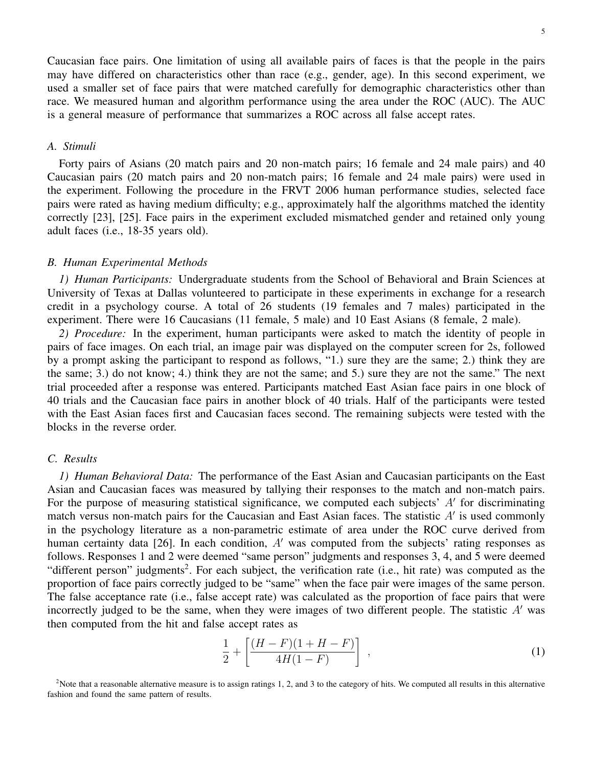Caucasian face pairs. One limitation of using all available pairs of faces is that the people in the pairs may have differed on characteristics other than race (e.g., gender, age). In this second experiment, we used a smaller set of face pairs that were matched carefully for demographic characteristics other than race. We measured human and algorithm performance using the area under the ROC (AUC). The AUC is a general measure of performance that summarizes a ROC across all false accept rates.

### *A. Stimuli*

Forty pairs of Asians (20 match pairs and 20 non-match pairs; 16 female and 24 male pairs) and 40 Caucasian pairs (20 match pairs and 20 non-match pairs; 16 female and 24 male pairs) were used in the experiment. Following the procedure in the FRVT 2006 human performance studies, selected face pairs were rated as having medium difficulty; e.g., approximately half the algorithms matched the identity correctly [23], [25]. Face pairs in the experiment excluded mismatched gender and retained only young adult faces (i.e., 18-35 years old).

### *B. Human Experimental Methods*

*1) Human Participants:* Undergraduate students from the School of Behavioral and Brain Sciences at University of Texas at Dallas volunteered to participate in these experiments in exchange for a research credit in a psychology course. A total of 26 students (19 females and 7 males) participated in the experiment. There were 16 Caucasians (11 female, 5 male) and 10 East Asians (8 female, 2 male).

*2) Procedure:* In the experiment, human participants were asked to match the identity of people in pairs of face images. On each trial, an image pair was displayed on the computer screen for 2s, followed by a prompt asking the participant to respond as follows, "1.) sure they are the same; 2.) think they are the same; 3.) do not know; 4.) think they are not the same; and 5.) sure they are not the same." The next trial proceeded after a response was entered. Participants matched East Asian face pairs in one block of 40 trials and the Caucasian face pairs in another block of 40 trials. Half of the participants were tested with the East Asian faces first and Caucasian faces second. The remaining subjects were tested with the blocks in the reverse order.

### *C. Results*

*1) Human Behavioral Data:* The performance of the East Asian and Caucasian participants on the East Asian and Caucasian faces was measured by tallying their responses to the match and non-match pairs. For the purpose of measuring statistical significance, we computed each subjects' $A'$ for discriminating match versus non-match pairs for the Caucasian and East Asian faces. The statistic $A'$ is used commonly in the psychology literature as a non-parametric estimate of area under the ROC curve derived from human certainty data [26]. In each condition, $A'$ was computed from the subjects' rating responses as follows. Responses 1 and 2 were deemed "same person" judgments and responses 3, 4, and 5 were deemed "different person" judgments[2]. For each subject, the verification rate (i.e., hit rate) was computed as the proportion of face pairs correctly judged to be "same" when the face pair were images of the same person. The false acceptance rate (i.e., false accept rate) was calculated as the proportion of face pairs that were incorrectly judged to be the same, when they were images of two different people. The statistic $A'$ was then computed from the hit and false accept rates as

$$\frac{1}{2} + \left[ \frac{(H - F)(1 + H - F)}{4H(1 - F)} \right] , \tag{1}$$

[2]Note that a reasonable alternative measure is to assign ratings 1, 2, and 3 to the category of hits. We computed all results in this alternative fashion and found the same pattern of results.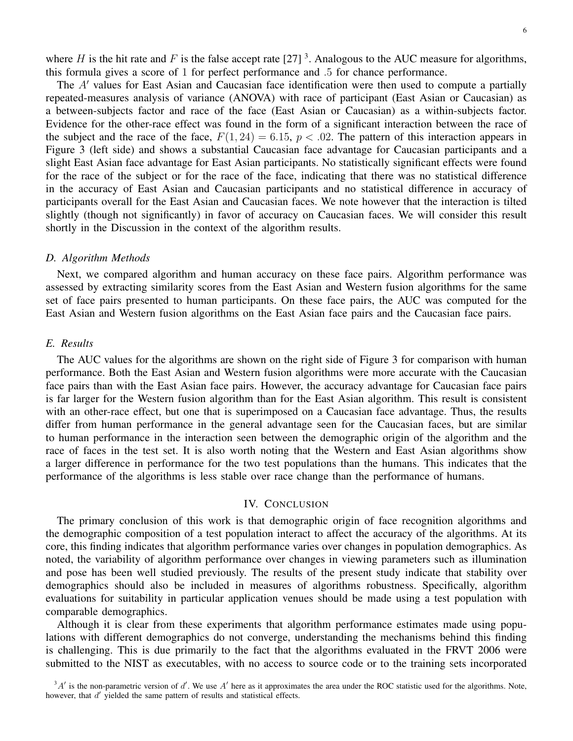where $H$ is the hit rate and $F$ is the false accept rate [27] [3]. Analogous to the AUC measure for algorithms, this formula gives a score of 1 for perfect performance and .5 for chance performance.

The $A'$ values for East Asian and Caucasian face identification were then used to compute a partially repeated-measures analysis of variance (ANOVA) with race of participant (East Asian or Caucasian) as a between-subjects factor and race of the face (East Asian or Caucasian) as a within-subjects factor. Evidence for the other-race effect was found in the form of a significant interaction between the race of the subject and the race of the face, $F(1, 24) = 6.15$, $p < .02$. The pattern of this interaction appears in Figure 3 (left side) and shows a substantial Caucasian face advantage for Caucasian participants and a slight East Asian face advantage for East Asian participants. No statistically significant effects were found for the race of the subject or for the race of the face, indicating that there was no statistical difference in the accuracy of East Asian and Caucasian participants and no statistical difference in accuracy of participants overall for the East Asian and Caucasian faces. We note however that the interaction is tilted slightly (though not significantly) in favor of accuracy on Caucasian faces. We will consider this result shortly in the Discussion in the context of the algorithm results.

### *D. Algorithm Methods*

Next, we compared algorithm and human accuracy on these face pairs. Algorithm performance was assessed by extracting similarity scores from the East Asian and Western fusion algorithms for the same set of face pairs presented to human participants. On these face pairs, the AUC was computed for the East Asian and Western fusion algorithms on the East Asian face pairs and the Caucasian face pairs.

### *E. Results*

The AUC values for the algorithms are shown on the right side of Figure 3 for comparison with human performance. Both the East Asian and Western fusion algorithms were more accurate with the Caucasian face pairs than with the East Asian face pairs. However, the accuracy advantage for Caucasian face pairs is far larger for the Western fusion algorithm than for the East Asian algorithm. This result is consistent with an other-race effect, but one that is superimposed on a Caucasian face advantage. Thus, the results differ from human performance in the general advantage seen for the Caucasian faces, but are similar to human performance in the interaction seen between the demographic origin of the algorithm and the race of faces in the test set. It is also worth noting that the Western and East Asian algorithms show a larger difference in performance for the two test populations than the humans. This indicates that the performance of the algorithms is less stable over race change than the performance of humans.

## IV. Conclusion

The primary conclusion of this work is that demographic origin of face recognition algorithms and the demographic composition of a test population interact to affect the accuracy of the algorithms. At its core, this finding indicates that algorithm performance varies over changes in population demographics. As noted, the variability of algorithm performance over changes in viewing parameters such as illumination and pose has been well studied previously. The results of the present study indicate that stability over demographics should also be included in measures of algorithms robustness. Specifically, algorithm evaluations for suitability in particular application venues should be made using a test population with comparable demographics.

Although it is clear from these experiments that algorithm performance estimates made using populations with different demographics do not converge, understanding the mechanisms behind this finding is challenging. This is due primarily to the fact that the algorithms evaluated in the FRVT 2006 were submitted to the NIST as executables, with no access to source code or to the training sets incorporated

[3] $A'$ is the non-parametric version of $d'$. We use $A'$ here as it approximates the area under the ROC statistic used for the algorithms. Note, however, that $d'$ yielded the same pattern of results and statistical effects.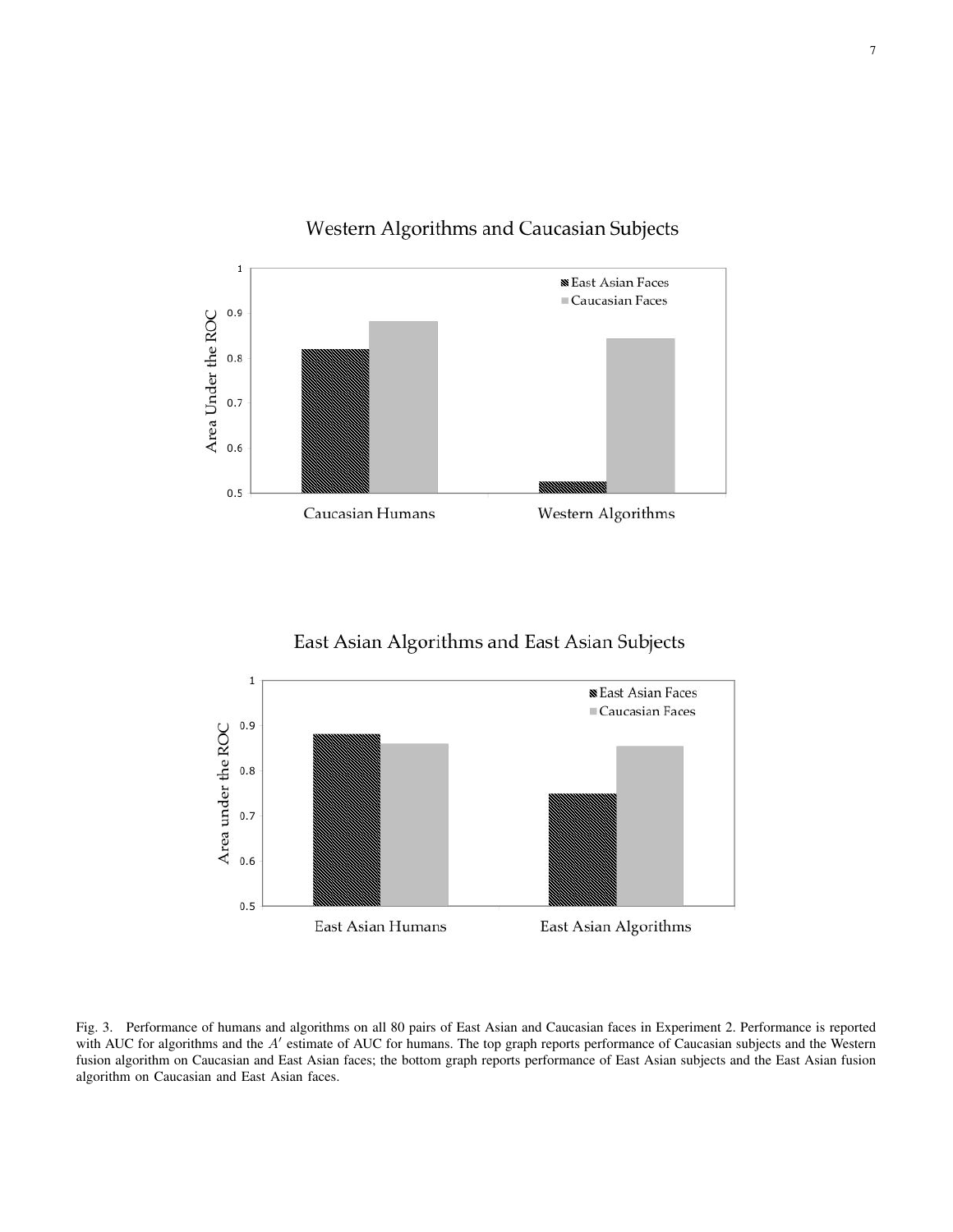Fig. 3. Performance of humans and algorithms on all 80 pairs of East Asian and Caucasian faces in Experiment 2. Performance is reported with AUC for algorithms and the $A'$ estimate of AUC for humans. The top graph reports performance of Caucasian subjects and the Western fusion algorithm on Caucasian and East Asian faces; the bottom graph reports performance of East Asian subjects and the East Asian fusion algorithm on Caucasian and East Asian faces.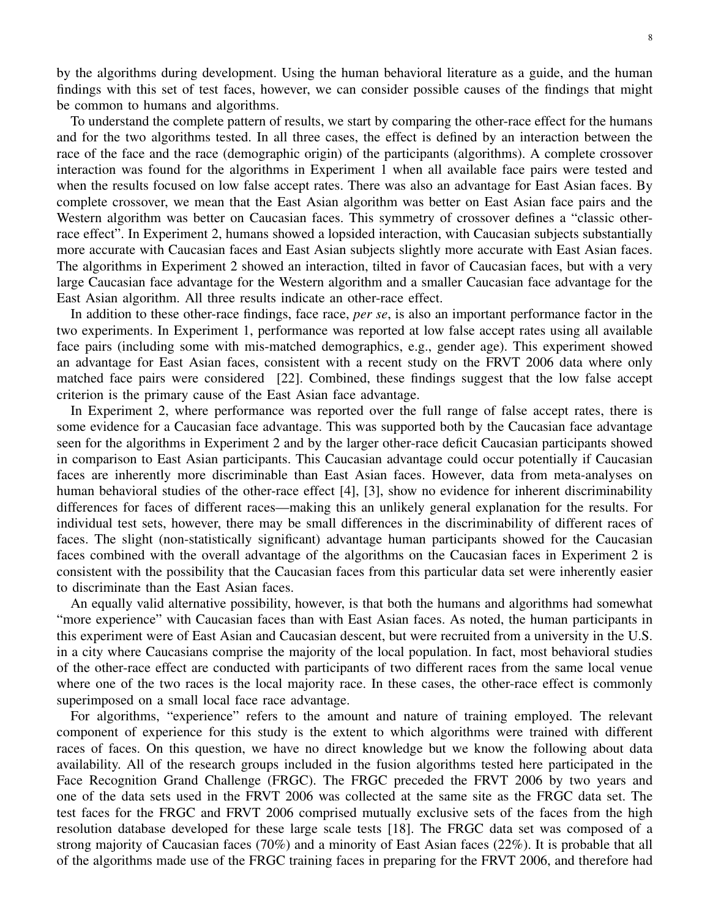by the algorithms during development. Using the human behavioral literature as a guide, and the human findings with this set of test faces, however, we can consider possible causes of the findings that might be common to humans and algorithms.

To understand the complete pattern of results, we start by comparing the other-race effect for the humans and for the two algorithms tested. In all three cases, the effect is defined by an interaction between the race of the face and the race (demographic origin) of the participants (algorithms). A complete crossover interaction was found for the algorithms in Experiment 1 when all available face pairs were tested and when the results focused on low false accept rates. There was also an advantage for East Asian faces. By complete crossover, we mean that the East Asian algorithm was better on East Asian face pairs and the Western algorithm was better on Caucasian faces. This symmetry of crossover defines a "classic other-race effect". In Experiment 2, humans showed a lopsided interaction, with Caucasian subjects substantially more accurate with Caucasian faces and East Asian subjects slightly more accurate with East Asian faces. The algorithms in Experiment 2 showed an interaction, tilted in favor of Caucasian faces, but with a very large Caucasian face advantage for the Western algorithm and a smaller Caucasian face advantage for the East Asian algorithm. All three results indicate an other-race effect.

In addition to these other-race findings, face race, *per se*, is also an important performance factor in the two experiments. In Experiment 1, performance was reported at low false accept rates using all available face pairs (including some with mis-matched demographics, e.g., gender age). This experiment showed an advantage for East Asian faces, consistent with a recent study on the FRVT 2006 data where only matched face pairs were considered [22]. Combined, these findings suggest that the low false accept criterion is the primary cause of the East Asian face advantage.

In Experiment 2, where performance was reported over the full range of false accept rates, there is some evidence for a Caucasian face advantage. This was supported both by the Caucasian face advantage seen for the algorithms in Experiment 2 and by the larger other-race deficit Caucasian participants showed in comparison to East Asian participants. This Caucasian advantage could occur potentially if Caucasian faces are inherently more discriminable than East Asian faces. However, data from meta-analyses on human behavioral studies of the other-race effect [4], [3], show no evidence for inherent discriminability differences for faces of different races—making this an unlikely general explanation for the results. For individual test sets, however, there may be small differences in the discriminability of different races of faces. The slight (non-statistically significant) advantage human participants showed for the Caucasian faces combined with the overall advantage of the algorithms on the Caucasian faces in Experiment 2 is consistent with the possibility that the Caucasian faces from this particular data set were inherently easier to discriminate than the East Asian faces.

An equally valid alternative possibility, however, is that both the humans and algorithms had somewhat "more experience" with Caucasian faces than with East Asian faces. As noted, the human participants in this experiment were of East Asian and Caucasian descent, but were recruited from a university in the U.S. in a city where Caucasians comprise the majority of the local population. In fact, most behavioral studies of the other-race effect are conducted with participants of two different races from the same local venue where one of the two races is the local majority race. In these cases, the other-race effect is commonly superimposed on a small local face race advantage.

For algorithms, "experience" refers to the amount and nature of training employed. The relevant component of experience for this study is the extent to which algorithms were trained with different races of faces. On this question, we have no direct knowledge but we know the following about data availability. All of the research groups included in the fusion algorithms tested here participated in the Face Recognition Grand Challenge (FRGC). The FRGC preceded the FRVT 2006 by two years and one of the data sets used in the FRVT 2006 was collected at the same site as the FRGC data set. The test faces for the FRGC and FRVT 2006 comprised mutually exclusive sets of the faces from the high resolution database developed for these large scale tests [18]. The FRGC data set was composed of a strong majority of Caucasian faces (70%) and a minority of East Asian faces (22%). It is probable that all of the algorithms made use of the FRGC training faces in preparing for the FRVT 2006, and therefore had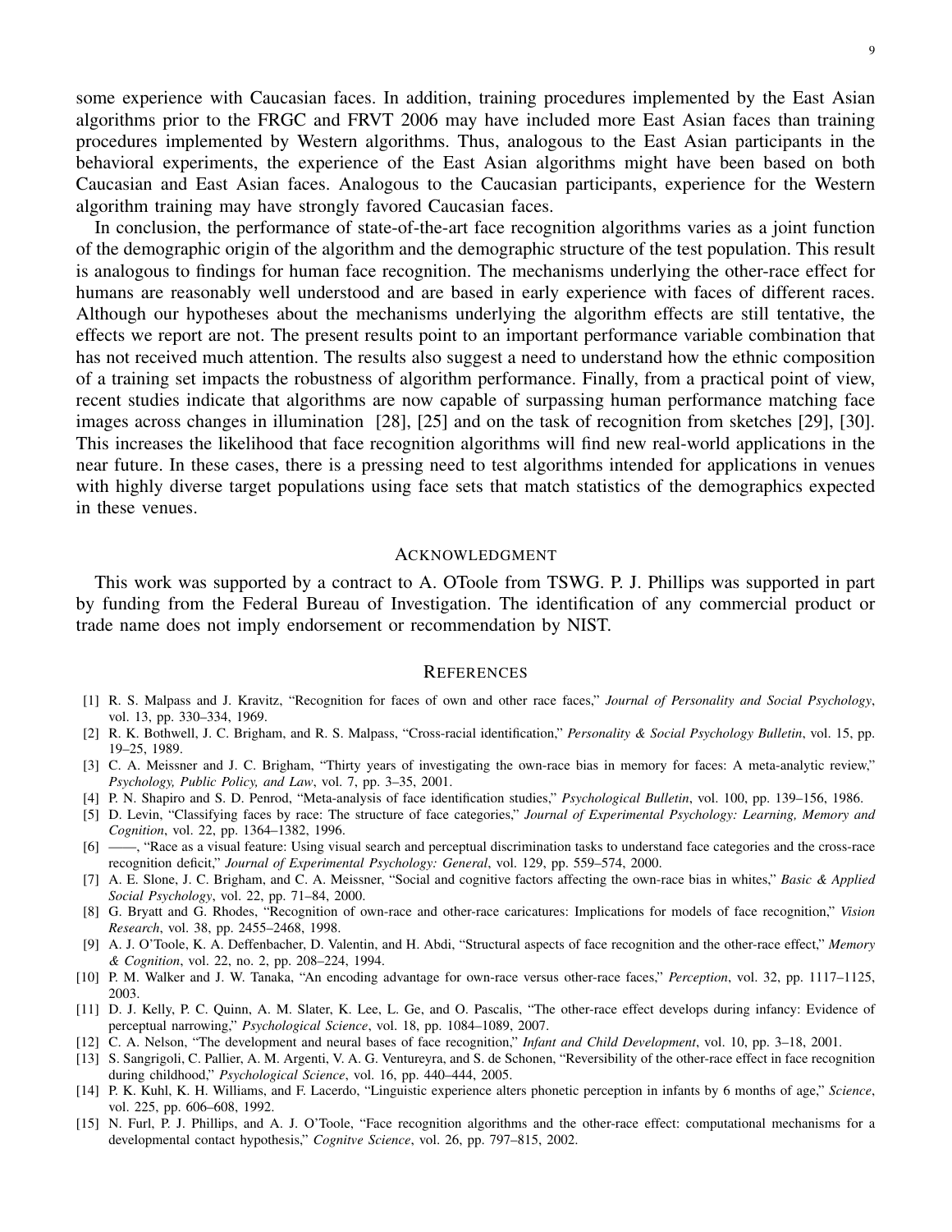some experience with Caucasian faces. In addition, training procedures implemented by the East Asian algorithms prior to the FRGC and FRVT 2006 may have included more East Asian faces than training procedures implemented by Western algorithms. Thus, analogous to the East Asian participants in the behavioral experiments, the experience of the East Asian algorithms might have been based on both Caucasian and East Asian faces. Analogous to the Caucasian participants, experience for the Western algorithm training may have strongly favored Caucasian faces.

In conclusion, the performance of state-of-the-art face recognition algorithms varies as a joint function of the demographic origin of the algorithm and the demographic structure of the test population. This result is analogous to findings for human face recognition. The mechanisms underlying the other-race effect for humans are reasonably well understood and are based in early experience with faces of different races. Although our hypotheses about the mechanisms underlying the algorithm effects are still tentative, the effects we report are not. The present results point to an important performance variable combination that has not received much attention. The results also suggest a need to understand how the ethnic composition of a training set impacts the robustness of algorithm performance. Finally, from a practical point of view, recent studies indicate that algorithms are now capable of surpassing human performance matching face images across changes in illumination [28], [25] and on the task of recognition from sketches [29], [30]. This increases the likelihood that face recognition algorithms will find new real-world applications in the near future. In these cases, there is a pressing need to test algorithms intended for applications in venues with highly diverse target populations using face sets that match statistics of the demographics expected in these venues.

## Acknowledgment

This work was supported by a contract to A. OToole from TSWG. P. J. Phillips was supported in part by funding from the Federal Bureau of Investigation. The identification of any commercial product or trade name does not imply endorsement or recommendation by NIST.

## References

[1] R. S. Malpass and J. Kravitz, "Recognition for faces of own and other race faces," *Journal of Personality and Social Psychology*, vol. 13, pp. 330–334, 1969.

[2] R. K. Bothwell, J. C. Brigham, and R. S. Malpass, "Cross-racial identification," *Personality & Social Psychology Bulletin*, vol. 15, pp. 19–25, 1989.

[3] C. A. Meissner and J. C. Brigham, "Thirty years of investigating the own-race bias in memory for faces: A meta-analytic review," *Psychology, Public Policy, and Law*, vol. 7, pp. 3–35, 2001.

[4] P. N. Shapiro and S. D. Penrod, "Meta-analysis of face identification studies," *Psychological Bulletin*, vol. 100, pp. 139–156, 1986.

[5] D. Levin, "Classifying faces by race: The structure of face categories," *Journal of Experimental Psychology: Learning, Memory and Cognition*, vol. 22, pp. 1364–1382, 1996.

[6] ——, "Race as a visual feature: Using visual search and perceptual discrimination tasks to understand face categories and the cross-race recognition deficit," *Journal of Experimental Psychology: General*, vol. 129, pp. 559–574, 2000.

[7] A. E. Slone, J. C. Brigham, and C. A. Meissner, "Social and cognitive factors affecting the own-race bias in whites," *Basic & Applied Social Psychology*, vol. 22, pp. 71–84, 2000.

[8] G. Bryatt and G. Rhodes, "Recognition of own-race and other-race caricatures: Implications for models of face recognition," *Vision Research*, vol. 38, pp. 2455–2468, 1998.

[9] A. J. O'Toole, K. A. Deffenbacher, D. Valentin, and H. Abdi, "Structural aspects of face recognition and the other-race effect," *Memory & Cognition*, vol. 22, no. 2, pp. 208–224, 1994.

[10] P. M. Walker and J. W. Tanaka, "An encoding advantage for own-race versus other-race faces," *Perception*, vol. 32, pp. 1117–1125, 2003.

[11] D. J. Kelly, P. C. Quinn, A. M. Slater, K. Lee, L. Ge, and O. Pascalis, "The other-race effect develops during infancy: Evidence of perceptual narrowing," *Psychological Science*, vol. 18, pp. 1084–1089, 2007.

[12] C. A. Nelson, "The development and neural bases of face recognition," *Infant and Child Development*, vol. 10, pp. 3–18, 2001.

[13] S. Sangrigoli, C. Pallier, A. M. Argenti, V. A. G. Ventureyra, and S. de Schonen, "Reversibility of the other-race effect in face recognition during childhood," *Psychological Science*, vol. 16, pp. 440–444, 2005.

[14] P. K. Kuhl, K. H. Williams, and F. Lacerdo, "Linguistic experience alters phonetic perception in infants by 6 months of age," *Science*, vol. 225, pp. 606–608, 1992.

[15] N. Furl, P. J. Phillips, and A. J. O'Toole, "Face recognition algorithms and the other-race effect: computational mechanisms for a developmental contact hypothesis," *Cognitve Science*, vol. 26, pp. 797–815, 2002.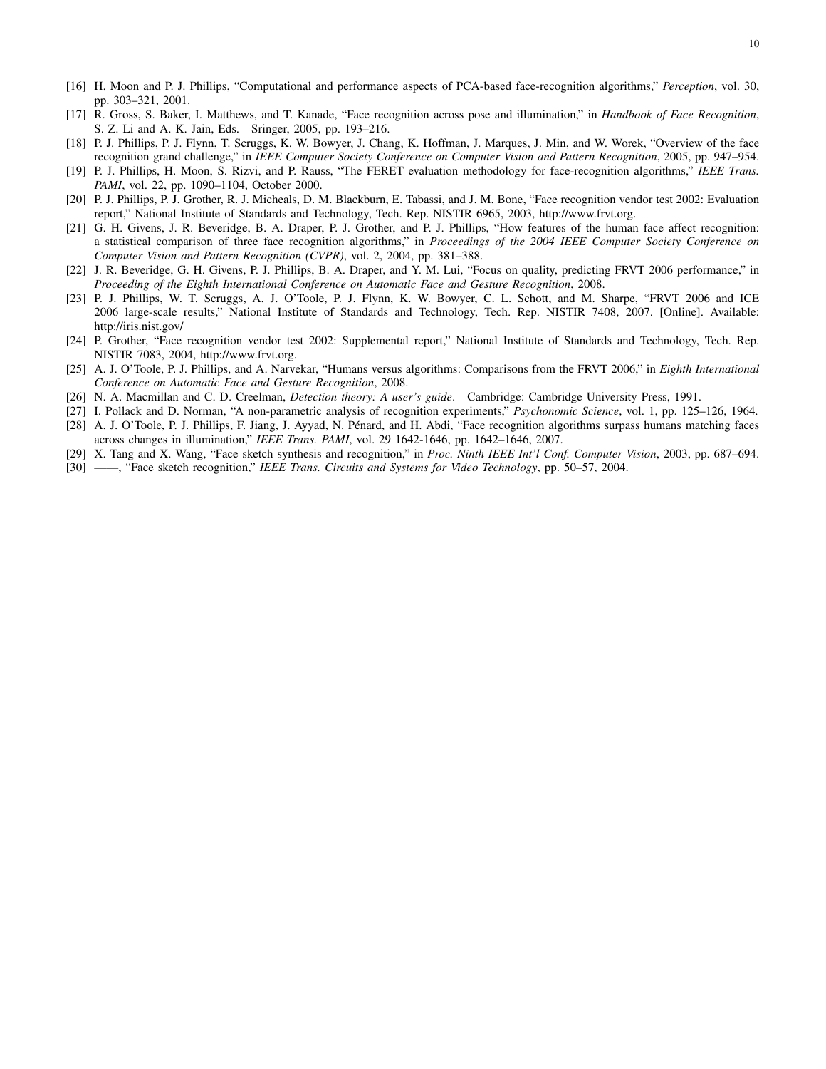[16] H. Moon and P. J. Phillips, "Computational and performance aspects of PCA-based face-recognition algorithms," *Perception*, vol. 30, pp. 303–321, 2001.

[17] R. Gross, S. Baker, I. Matthews, and T. Kanade, "Face recognition across pose and illumination," in *Handbook of Face Recognition*, S. Z. Li and A. K. Jain, Eds. Sringer, 2005, pp. 193–216.

[18] P. J. Phillips, P. J. Flynn, T. Scruggs, K. W. Bowyer, J. Chang, K. Hoffman, J. Marques, J. Min, and W. Worek, "Overview of the face recognition grand challenge," in *IEEE Computer Society Conference on Computer Vision and Pattern Recognition*, 2005, pp. 947–954.

[19] P. J. Phillips, H. Moon, S. Rizvi, and P. Rauss, "The FERET evaluation methodology for face-recognition algorithms," *IEEE Trans. PAMI*, vol. 22, pp. 1090–1104, October 2000.

[20] P. J. Phillips, P. J. Grother, R. J. Micheals, D. M. Blackburn, E. Tabassi, and J. M. Bone, "Face recognition vendor test 2002: Evaluation report," National Institute of Standards and Technology, Tech. Rep. NISTIR 6965, 2003, http://www.frvt.org.

[21] G. H. Givens, J. R. Beveridge, B. A. Draper, P. J. Grother, and P. J. Phillips, "How features of the human face affect recognition: a statistical comparison of three face recognition algorithms," in *Proceedings of the 2004 IEEE Computer Society Conference on Computer Vision and Pattern Recognition (CVPR)*, vol. 2, 2004, pp. 381–388.

[22] J. R. Beveridge, G. H. Givens, P. J. Phillips, B. A. Draper, and Y. M. Lui, "Focus on quality, predicting FRVT 2006 performance," in *Proceeding of the Eighth International Conference on Automatic Face and Gesture Recognition*, 2008.

[23] P. J. Phillips, W. T. Scruggs, A. J. O'Toole, P. J. Flynn, K. W. Bowyer, C. L. Schott, and M. Sharpe, "FRVT 2006 and ICE 2006 large-scale results," National Institute of Standards and Technology, Tech. Rep. NISTIR 7408, 2007. [Online]. Available: http://iris.nist.gov/

[24] P. Grother, "Face recognition vendor test 2002: Supplemental report," National Institute of Standards and Technology, Tech. Rep. NISTIR 7083, 2004, http://www.frvt.org.

[25] A. J. O'Toole, P. J. Phillips, and A. Narvekar, "Humans versus algorithms: Comparisons from the FRVT 2006," in *Eighth International Conference on Automatic Face and Gesture Recognition*, 2008.

[26] N. A. Macmillan and C. D. Creelman, *Detection theory: A user's guide*. Cambridge: Cambridge University Press, 1991.

[27] I. Pollack and D. Norman, "A non-parametric analysis of recognition experiments," *Psychonomic Science*, vol. 1, pp. 125–126, 1964.

[28] A. J. O'Toole, P. J. Phillips, F. Jiang, J. Ayyad, N. Pénard, and H. Abdi, "Face recognition algorithms surpass humans matching faces across changes in illumination," *IEEE Trans. PAMI*, vol. 29 1642-1646, pp. 1642–1646, 2007.

[29] X. Tang and X. Wang, "Face sketch synthesis and recognition," in *Proc. Ninth IEEE Int'l Conf. Computer Vision*, 2003, pp. 687–694.

[30] ——, "Face sketch recognition," *IEEE Trans. Circuits and Systems for Video Technology*, pp. 50–57, 2004.